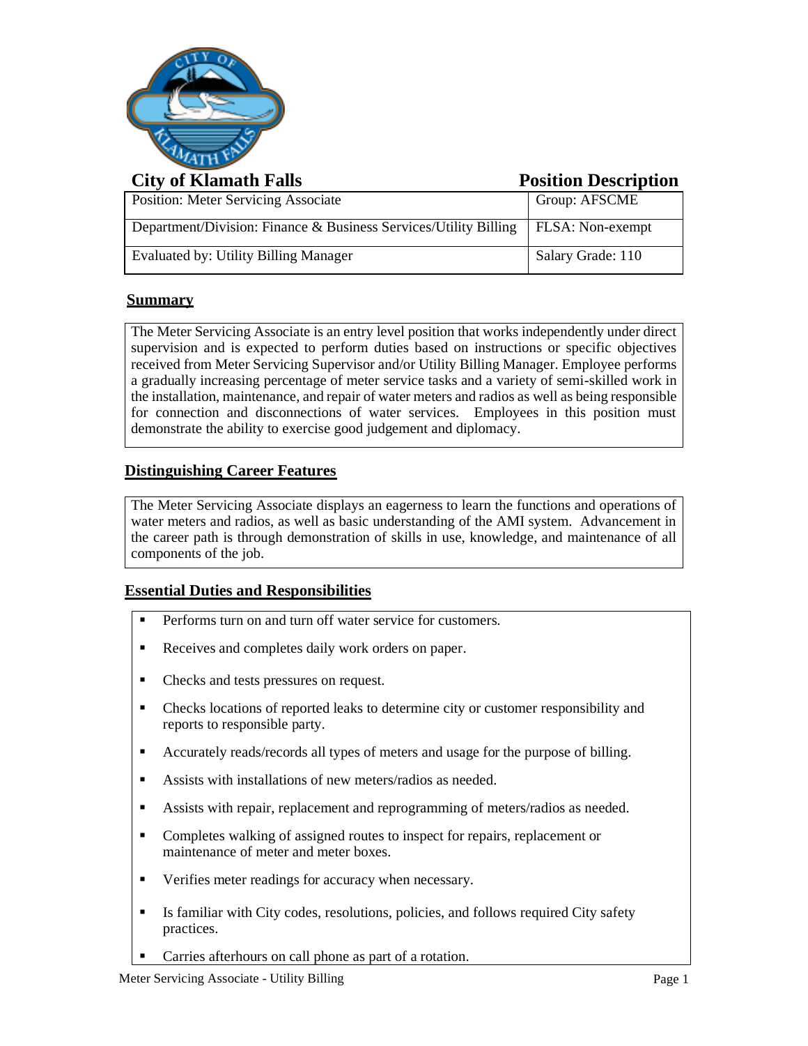# City of Klamath Falls — Position Description

| Position: Meter Servicing Associate | Group: AFSCME |
|---|---|
| Department/Division: Finance & Business Services/Utility Billing | FLSA: Non-exempt |
| Evaluated by: Utility Billing Manager | Salary Grade: 110 |

## Summary

The Meter Servicing Associate is an entry level position that works independently under direct supervision and is expected to perform duties based on instructions or specific objectives received from Meter Servicing Supervisor and/or Utility Billing Manager. Employee performs a gradually increasing percentage of meter service tasks and a variety of semi-skilled work in the installation, maintenance, and repair of water meters and radios as well as being responsible for connection and disconnections of water services. Employees in this position must demonstrate the ability to exercise good judgement and diplomacy.

## Distinguishing Career Features

The Meter Servicing Associate displays an eagerness to learn the functions and operations of water meters and radios, as well as basic understanding of the AMI system. Advancement in the career path is through demonstration of skills in use, knowledge, and maintenance of all components of the job.

## Essential Duties and Responsibilities

- Performs turn on and turn off water service for customers.
- Receives and completes daily work orders on paper.
- Checks and tests pressures on request.
- Checks locations of reported leaks to determine city or customer responsibility and reports to responsible party.
- Accurately reads/records all types of meters and usage for the purpose of billing.
- Assists with installations of new meters/radios as needed.
- Assists with repair, replacement and reprogramming of meters/radios as needed.
- Completes walking of assigned routes to inspect for repairs, replacement or maintenance of meter and meter boxes.
- Verifies meter readings for accuracy when necessary.
- Is familiar with City codes, resolutions, policies, and follows required City safety practices.
- Carries afterhours on call phone as part of a rotation.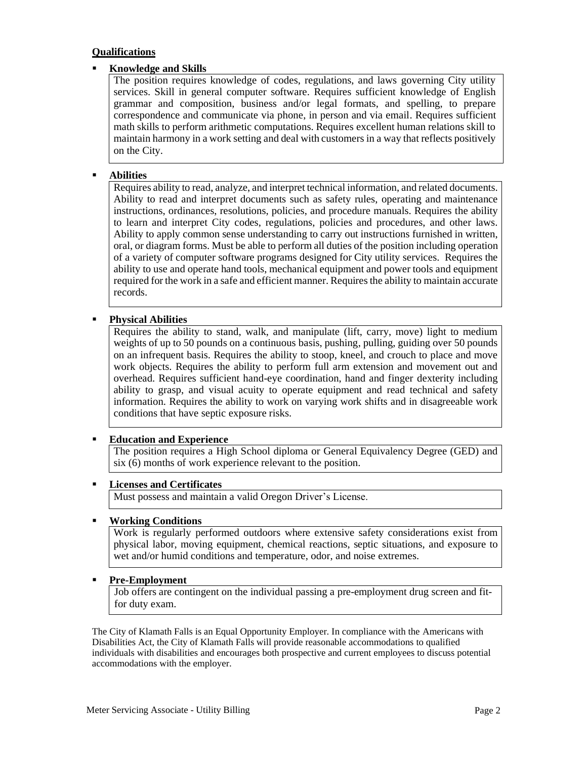## Qualifications

- **Knowledge and Skills**

  The position requires knowledge of codes, regulations, and laws governing City utility services. Skill in general computer software. Requires sufficient knowledge of English grammar and composition, business and/or legal formats, and spelling, to prepare correspondence and communicate via phone, in person and via email. Requires sufficient math skills to perform arithmetic computations. Requires excellent human relations skill to maintain harmony in a work setting and deal with customers in a way that reflects positively on the City.

- **Abilities**

  Requires ability to read, analyze, and interpret technical information, and related documents. Ability to read and interpret documents such as safety rules, operating and maintenance instructions, ordinances, resolutions, policies, and procedure manuals. Requires the ability to learn and interpret City codes, regulations, policies and procedures, and other laws. Ability to apply common sense understanding to carry out instructions furnished in written, oral, or diagram forms. Must be able to perform all duties of the position including operation of a variety of computer software programs designed for City utility services. Requires the ability to use and operate hand tools, mechanical equipment and power tools and equipment required for the work in a safe and efficient manner. Requires the ability to maintain accurate records.

- **Physical Abilities**

  Requires the ability to stand, walk, and manipulate (lift, carry, move) light to medium weights of up to 50 pounds on a continuous basis, pushing, pulling, guiding over 50 pounds on an infrequent basis. Requires the ability to stoop, kneel, and crouch to place and move work objects. Requires the ability to perform full arm extension and movement out and overhead. Requires sufficient hand-eye coordination, hand and finger dexterity including ability to grasp, and visual acuity to operate equipment and read technical and safety information. Requires the ability to work on varying work shifts and in disagreeable work conditions that have septic exposure risks.

- **Education and Experience**

  The position requires a High School diploma or General Equivalency Degree (GED) and six (6) months of work experience relevant to the position.

- **Licenses and Certificates**

  Must possess and maintain a valid Oregon Driver's License.

- **Working Conditions**

  Work is regularly performed outdoors where extensive safety considerations exist from physical labor, moving equipment, chemical reactions, septic situations, and exposure to wet and/or humid conditions and temperature, odor, and noise extremes.

- **Pre-Employment**

  Job offers are contingent on the individual passing a pre-employment drug screen and fit-for duty exam.

The City of Klamath Falls is an Equal Opportunity Employer. In compliance with the Americans with Disabilities Act, the City of Klamath Falls will provide reasonable accommodations to qualified individuals with disabilities and encourages both prospective and current employees to discuss potential accommodations with the employer.